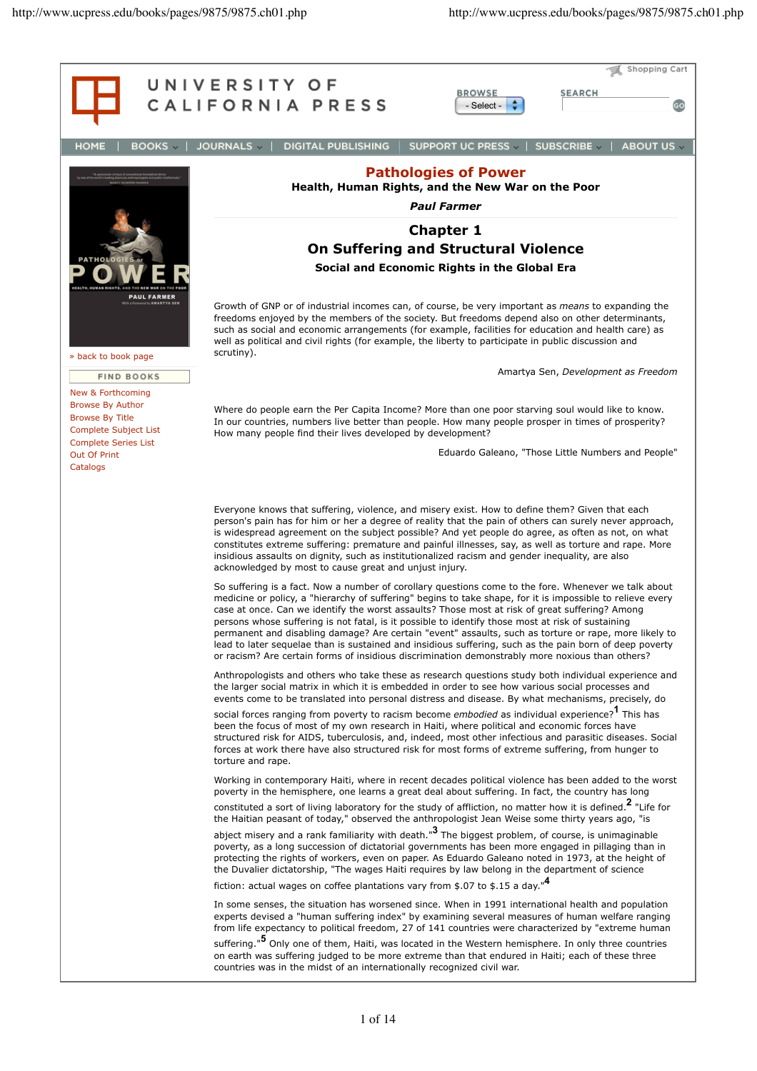# Pathologies of Power

**Health, Human Rights, and the New War on the Poor**

***Paul Farmer***

## Chapter 1

## On Suffering and Structural Violence

### Social and Economic Rights in the Global Era

Growth of GNP or of industrial incomes can, of course, be very important as *means* to expanding the freedoms enjoyed by the members of the society. But freedoms depend also on other determinants, such as social and economic arrangements (for example, facilities for education and health care) as well as political and civil rights (for example, the liberty to participate in public discussion and scrutiny).

Amartya Sen, *Development as Freedom*

Where do people earn the Per Capita Income? More than one poor starving soul would like to know. In our countries, numbers live better than people. How many people prosper in times of prosperity? How many people find their lives developed by development?

Eduardo Galeano, "Those Little Numbers and People"

Everyone knows that suffering, violence, and misery exist. How to define them? Given that each person's pain has for him or her a degree of reality that the pain of others can surely never approach, is widespread agreement on the subject possible? And yet people do agree, as often as not, on what constitutes extreme suffering: premature and painful illnesses, say, as well as torture and rape. More insidious assaults on dignity, such as institutionalized racism and gender inequality, are also acknowledged by most to cause great and unjust injury.

So suffering is a fact. Now a number of corollary questions come to the fore. Whenever we talk about medicine or policy, a "hierarchy of suffering" begins to take shape, for it is impossible to relieve every case at once. Can we identify the worst assaults? Those most at risk of great suffering? Among persons whose suffering is not fatal, is it possible to identify those most at risk of sustaining permanent and disabling damage? Are certain "event" assaults, such as torture or rape, more likely to lead to later sequelae than is sustained and insidious suffering, such as the pain born of deep poverty or racism? Are certain forms of insidious discrimination demonstrably more noxious than others?

Anthropologists and others who take these as research questions study both individual experience and the larger social matrix in which it is embedded in order to see how various social processes and events come to be translated into personal distress and disease. By what mechanisms, precisely, do social forces ranging from poverty to racism become *embodied* as individual experience?[1] This has been the focus of most of my own research in Haiti, where political and economic forces have structured risk for AIDS, tuberculosis, and, indeed, most other infectious and parasitic diseases. Social forces at work there have also structured risk for most forms of extreme suffering, from hunger to torture and rape.

Working in contemporary Haiti, where in recent decades political violence has been added to the worst poverty in the hemisphere, one learns a great deal about suffering. In fact, the country has long constituted a sort of living laboratory for the study of affliction, no matter how it is defined.[2] "Life for the Haitian peasant of today," observed the anthropologist Jean Weise some thirty years ago, "is abject misery and a rank familiarity with death."[3] The biggest problem, of course, is unimaginable poverty, as a long succession of dictatorial governments has been more engaged in pillaging than in protecting the rights of workers, even on paper. As Eduardo Galeano noted in 1973, at the height of the Duvalier dictatorship, "The wages Haiti requires by law belong in the department of science fiction: actual wages on coffee plantations vary from $.07 to $.15 a day."[4]

In some senses, the situation has worsened since. When in 1991 international health and population experts devised a "human suffering index" by examining several measures of human welfare ranging from life expectancy to political freedom, 27 of 141 countries were characterized by "extreme human suffering."[5] Only one of them, Haiti, was located in the Western hemisphere. In only three countries on earth was suffering judged to be more extreme than that endured in Haiti; each of these three countries was in the midst of an internationally recognized civil war.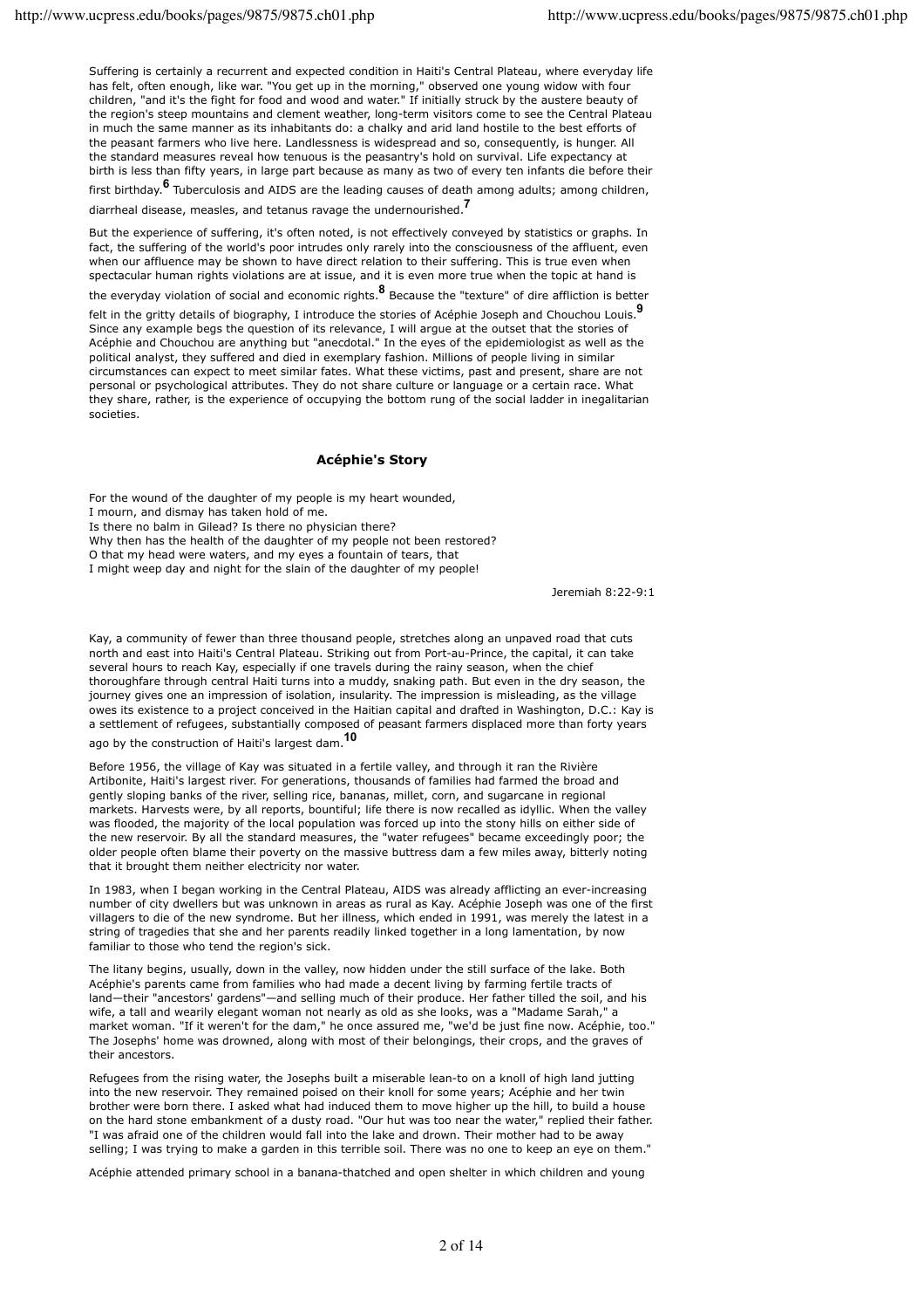Suffering is certainly a recurrent and expected condition in Haiti's Central Plateau, where everyday life has felt, often enough, like war. "You get up in the morning," observed one young widow with four children, "and it's the fight for food and wood and water." If initially struck by the austere beauty of the region's steep mountains and clement weather, long-term visitors come to see the Central Plateau in much the same manner as its inhabitants do: a chalky and arid land hostile to the best efforts of the peasant farmers who live here. Landlessness is widespread and so, consequently, is hunger. All the standard measures reveal how tenuous is the peasantry's hold on survival. Life expectancy at birth is less than fifty years, in large part because as many as two of every ten infants die before their first birthday.[6] Tuberculosis and AIDS are the leading causes of death among adults; among children, diarrheal disease, measles, and tetanus ravage the undernourished.[7]

But the experience of suffering, it's often noted, is not effectively conveyed by statistics or graphs. In fact, the suffering of the world's poor intrudes only rarely into the consciousness of the affluent, even when our affluence may be shown to have direct relation to their suffering. This is true even when spectacular human rights violations are at issue, and it is even more true when the topic at hand is the everyday violation of social and economic rights.[8] Because the "texture" of dire affliction is better felt in the gritty details of biography, I introduce the stories of Acéphie Joseph and Chouchou Louis.[9] Since any example begs the question of its relevance, I will argue at the outset that the stories of Acéphie and Chouchou are anything but "anecdotal." In the eyes of the epidemiologist as well as the political analyst, they suffered and died in exemplary fashion. Millions of people living in similar circumstances can expect to meet similar fates. What these victims, past and present, share are not personal or psychological attributes. They do not share culture or language or a certain race. What they share, rather, is the experience of occupying the bottom rung of the social ladder in inegalitarian societies.

## Acéphie's Story

For the wound of the daughter of my people is my heart wounded,
I mourn, and dismay has taken hold of me.
Is there no balm in Gilead? Is there no physician there?
Why then has the health of the daughter of my people not been restored?
O that my head were waters, and my eyes a fountain of tears, that
I might weep day and night for the slain of the daughter of my people!

Jeremiah 8:22-9:1

Kay, a community of fewer than three thousand people, stretches along an unpaved road that cuts north and east into Haiti's Central Plateau. Striking out from Port-au-Prince, the capital, it can take several hours to reach Kay, especially if one travels during the rainy season, when the chief thoroughfare through central Haiti turns into a muddy, snaking path. But even in the dry season, the journey gives one an impression of isolation, insularity. The impression is misleading, as the village owes its existence to a project conceived in the Haitian capital and drafted in Washington, D.C.: Kay is a settlement of refugees, substantially composed of peasant farmers displaced more than forty years ago by the construction of Haiti's largest dam.[10]

Before 1956, the village of Kay was situated in a fertile valley, and through it ran the Rivière Artibonite, Haiti's largest river. For generations, thousands of families had farmed the broad and gently sloping banks of the river, selling rice, bananas, millet, corn, and sugarcane in regional markets. Harvests were, by all reports, bountiful; life there is now recalled as idyllic. When the valley was flooded, the majority of the local population was forced up into the stony hills on either side of the new reservoir. By all the standard measures, the "water refugees" became exceedingly poor; the older people often blame their poverty on the massive buttress dam a few miles away, bitterly noting that it brought them neither electricity nor water.

In 1983, when I began working in the Central Plateau, AIDS was already afflicting an ever-increasing number of city dwellers but was unknown in areas as rural as Kay. Acéphie Joseph was one of the first villagers to die of the new syndrome. But her illness, which ended in 1991, was merely the latest in a string of tragedies that she and her parents readily linked together in a long lamentation, by now familiar to those who tend the region's sick.

The litany begins, usually, down in the valley, now hidden under the still surface of the lake. Both Acéphie's parents came from families who had made a decent living by farming fertile tracts of land—their "ancestors' gardens"—and selling much of their produce. Her father tilled the soil, and his wife, a tall and wearily elegant woman not nearly as old as she looks, was a "Madame Sarah," a market woman. "If it weren't for the dam," he once assured me, "we'd be just fine now. Acéphie, too." The Josephs' home was drowned, along with most of their belongings, their crops, and the graves of their ancestors.

Refugees from the rising water, the Josephs built a miserable lean-to on a knoll of high land jutting into the new reservoir. They remained poised on their knoll for some years; Acéphie and her twin brother were born there. I asked what had induced them to move higher up the hill, to build a house on the hard stone embankment of a dusty road. "Our hut was too near the water," replied their father. "I was afraid one of the children would fall into the lake and drown. Their mother had to be away selling; I was trying to make a garden in this terrible soil. There was no one to keep an eye on them."

Acéphie attended primary school in a banana-thatched and open shelter in which children and young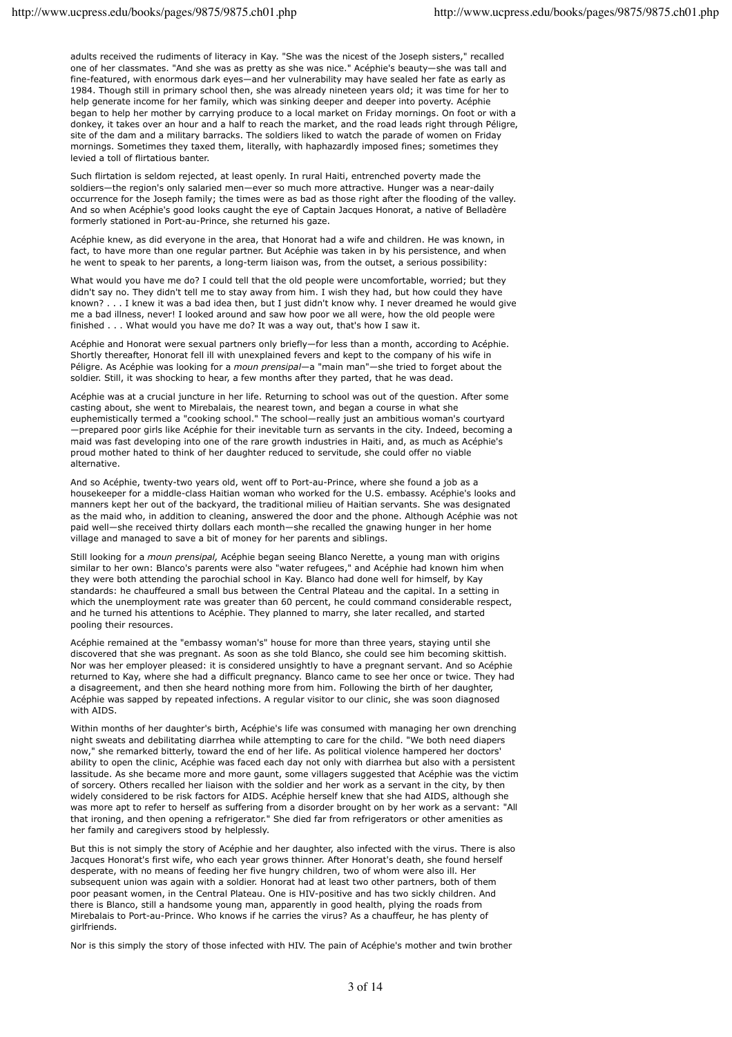adults received the rudiments of literacy in Kay. "She was the nicest of the Joseph sisters," recalled one of her classmates. "And she was as pretty as she was nice." Acéphie's beauty—she was tall and fine-featured, with enormous dark eyes—and her vulnerability may have sealed her fate as early as 1984. Though still in primary school then, she was already nineteen years old; it was time for her to help generate income for her family, which was sinking deeper and deeper into poverty. Acéphie began to help her mother by carrying produce to a local market on Friday mornings. On foot or with a donkey, it takes over an hour and a half to reach the market, and the road leads right through Péligre, site of the dam and a military barracks. The soldiers liked to watch the parade of women on Friday mornings. Sometimes they taxed them, literally, with haphazardly imposed fines; sometimes they levied a toll of flirtatious banter.

Such flirtation is seldom rejected, at least openly. In rural Haiti, entrenched poverty made the soldiers—the region's only salaried men—ever so much more attractive. Hunger was a near-daily occurrence for the Joseph family; the times were as bad as those right after the flooding of the valley. And so when Acéphie's good looks caught the eye of Captain Jacques Honorat, a native of Belladère formerly stationed in Port-au-Prince, she returned his gaze.

Acéphie knew, as did everyone in the area, that Honorat had a wife and children. He was known, in fact, to have more than one regular partner. But Acéphie was taken in by his persistence, and when he went to speak to her parents, a long-term liaison was, from the outset, a serious possibility:

What would you have me do? I could tell that the old people were uncomfortable, worried; but they didn't say no. They didn't tell me to stay away from him. I wish they had, but how could they have known? . . . I knew it was a bad idea then, but I just didn't know why. I never dreamed he would give me a bad illness, never! I looked around and saw how poor we all were, how the old people were finished . . . What would you have me do? It was a way out, that's how I saw it.

Acéphie and Honorat were sexual partners only briefly—for less than a month, according to Acéphie. Shortly thereafter, Honorat fell ill with unexplained fevers and kept to the company of his wife in Péligre. As Acéphie was looking for a *moun prensipal*—a "main man"—she tried to forget about the soldier. Still, it was shocking to hear, a few months after they parted, that he was dead.

Acéphie was at a crucial juncture in her life. Returning to school was out of the question. After some casting about, she went to Mirebalais, the nearest town, and began a course in what she euphemistically termed a "cooking school." The school—really just an ambitious woman's courtyard—prepared poor girls like Acéphie for their inevitable turn as servants in the city. Indeed, becoming a maid was fast developing into one of the rare growth industries in Haiti, and, as much as Acéphie's proud mother hated to think of her daughter reduced to servitude, she could offer no viable alternative.

And so Acéphie, twenty-two years old, went off to Port-au-Prince, where she found a job as a housekeeper for a middle-class Haitian woman who worked for the U.S. embassy. Acéphie's looks and manners kept her out of the backyard, the traditional milieu of Haitian servants. She was designated as the maid who, in addition to cleaning, answered the door and the phone. Although Acéphie was not paid well—she received thirty dollars each month—she recalled the gnawing hunger in her home village and managed to save a bit of money for her parents and siblings.

Still looking for a *moun prensipal,* Acéphie began seeing Blanco Nerette, a young man with origins similar to her own: Blanco's parents were also "water refugees," and Acéphie had known him when they were both attending the parochial school in Kay. Blanco had done well for himself, by Kay standards: he chauffeured a small bus between the Central Plateau and the capital. In a setting in which the unemployment rate was greater than 60 percent, he could command considerable respect, and he turned his attentions to Acéphie. They planned to marry, she later recalled, and started pooling their resources.

Acéphie remained at the "embassy woman's" house for more than three years, staying until she discovered that she was pregnant. As soon as she told Blanco, she could see him becoming skittish. Nor was her employer pleased: it is considered unsightly to have a pregnant servant. And so Acéphie returned to Kay, where she had a difficult pregnancy. Blanco came to see her once or twice. They had a disagreement, and then she heard nothing more from him. Following the birth of her daughter, Acéphie was sapped by repeated infections. A regular visitor to our clinic, she was soon diagnosed with AIDS.

Within months of her daughter's birth, Acéphie's life was consumed with managing her own drenching night sweats and debilitating diarrhea while attempting to care for the child. "We both need diapers now," she remarked bitterly, toward the end of her life. As political violence hampered her doctors' ability to open the clinic, Acéphie was faced each day not only with diarrhea but also with a persistent lassitude. As she became more and more gaunt, some villagers suggested that Acéphie was the victim of sorcery. Others recalled her liaison with the soldier and her work as a servant in the city, by then widely considered to be risk factors for AIDS. Acéphie herself knew that she had AIDS, although she was more apt to refer to herself as suffering from a disorder brought on by her work as a servant: "All that ironing, and then opening a refrigerator." She died far from refrigerators or other amenities as her family and caregivers stood by helplessly.

But this is not simply the story of Acéphie and her daughter, also infected with the virus. There is also Jacques Honorat's first wife, who each year grows thinner. After Honorat's death, she found herself desperate, with no means of feeding her five hungry children, two of whom were also ill. Her subsequent union was again with a soldier. Honorat had at least two other partners, both of them poor peasant women, in the Central Plateau. One is HIV-positive and has two sickly children. And there is Blanco, still a handsome young man, apparently in good health, plying the roads from Mirebalais to Port-au-Prince. Who knows if he carries the virus? As a chauffeur, he has plenty of girlfriends.

Nor is this simply the story of those infected with HIV. The pain of Acéphie's mother and twin brother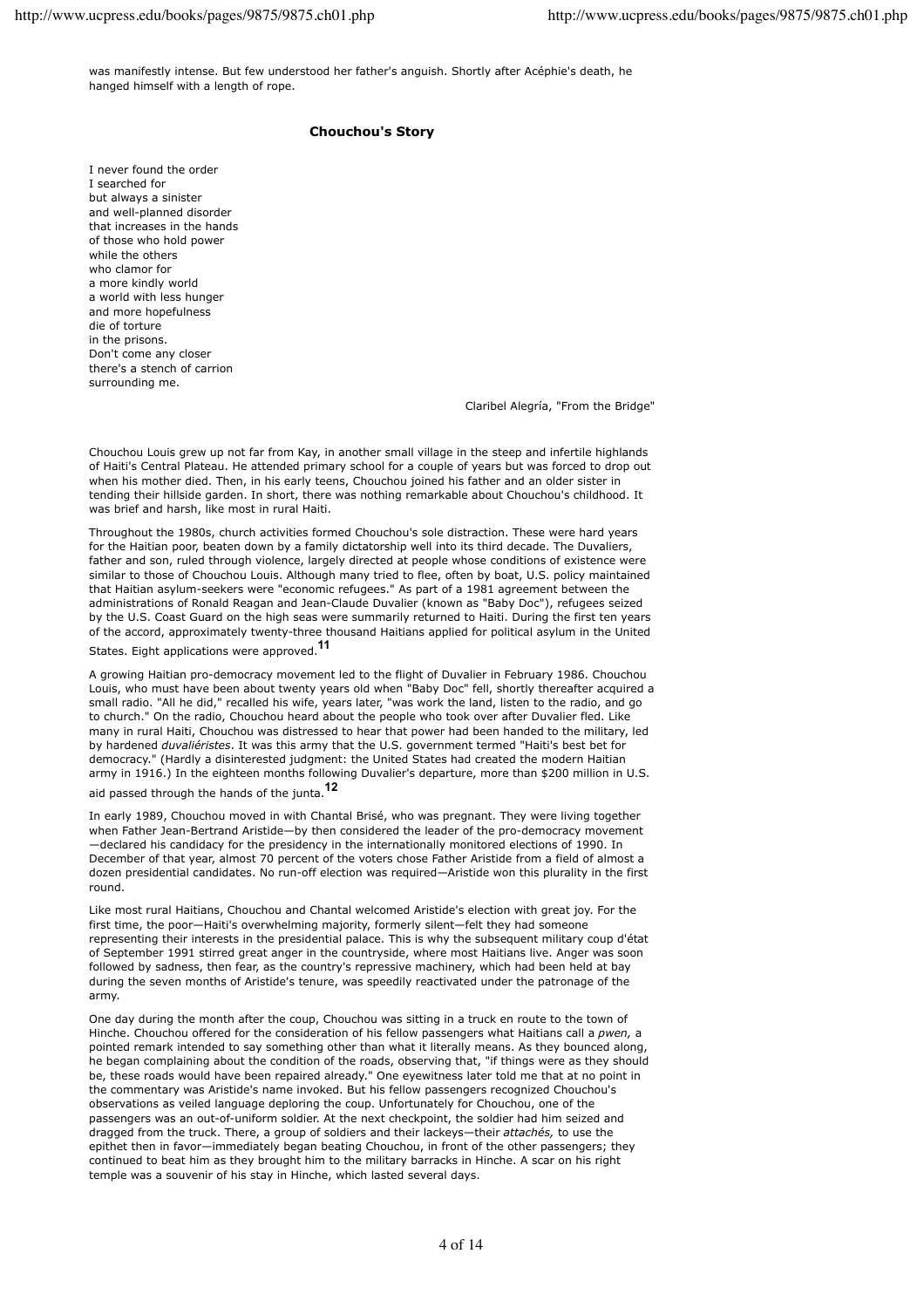was manifestly intense. But few understood her father's anguish. Shortly after Acéphie's death, he hanged himself with a length of rope.

## Chouchou's Story

I never found the order  
I searched for  
but always a sinister  
and well-planned disorder  
that increases in the hands  
of those who hold power  
while the others  
who clamor for  
a more kindly world  
a world with less hunger  
and more hopefulness  
die of torture  
in the prisons.  
Don't come any closer  
there's a stench of carrion  
surrounding me.

Claribel Alegría, "From the Bridge"

Chouchou Louis grew up not far from Kay, in another small village in the steep and infertile highlands of Haiti's Central Plateau. He attended primary school for a couple of years but was forced to drop out when his mother died. Then, in his early teens, Chouchou joined his father and an older sister in tending their hillside garden. In short, there was nothing remarkable about Chouchou's childhood. It was brief and harsh, like most in rural Haiti.

Throughout the 1980s, church activities formed Chouchou's sole distraction. These were hard years for the Haitian poor, beaten down by a family dictatorship well into its third decade. The Duvaliers, father and son, ruled through violence, largely directed at people whose conditions of existence were similar to those of Chouchou Louis. Although many tried to flee, often by boat, U.S. policy maintained that Haitian asylum-seekers were "economic refugees." As part of a 1981 agreement between the administrations of Ronald Reagan and Jean-Claude Duvalier (known as "Baby Doc"), refugees seized by the U.S. Coast Guard on the high seas were summarily returned to Haiti. During the first ten years of the accord, approximately twenty-three thousand Haitians applied for political asylum in the United States. Eight applications were approved.[11]

A growing Haitian pro-democracy movement led to the flight of Duvalier in February 1986. Chouchou Louis, who must have been about twenty years old when "Baby Doc" fell, shortly thereafter acquired a small radio. "All he did," recalled his wife, years later, "was work the land, listen to the radio, and go to church." On the radio, Chouchou heard about the people who took over after Duvalier fled. Like many in rural Haiti, Chouchou was distressed to hear that power had been handed to the military, led by hardened *duvaliéristes*. It was this army that the U.S. government termed "Haiti's best bet for democracy." (Hardly a disinterested judgment: the United States had created the modern Haitian army in 1916.) In the eighteen months following Duvalier's departure, more than $200 million in U.S. aid passed through the hands of the junta.[12]

In early 1989, Chouchou moved in with Chantal Brisé, who was pregnant. They were living together when Father Jean-Bertrand Aristide—by then considered the leader of the pro-democracy movement—declared his candidacy for the presidency in the internationally monitored elections of 1990. In December of that year, almost 70 percent of the voters chose Father Aristide from a field of almost a dozen presidential candidates. No run-off election was required—Aristide won this plurality in the first round.

Like most rural Haitians, Chouchou and Chantal welcomed Aristide's election with great joy. For the first time, the poor—Haiti's overwhelming majority, formerly silent—felt they had someone representing their interests in the presidential palace. This is why the subsequent military coup d'état of September 1991 stirred great anger in the countryside, where most Haitians live. Anger was soon followed by sadness, then fear, as the country's repressive machinery, which had been held at bay during the seven months of Aristide's tenure, was speedily reactivated under the patronage of the army.

One day during the month after the coup, Chouchou was sitting in a truck en route to the town of Hinche. Chouchou offered for the consideration of his fellow passengers what Haitians call a *pwen,* a pointed remark intended to say something other than what it literally means. As they bounced along, he began complaining about the condition of the roads, observing that, "if things were as they should be, these roads would have been repaired already." One eyewitness later told me that at no point in the commentary was Aristide's name invoked. But his fellow passengers recognized Chouchou's observations as veiled language deploring the coup. Unfortunately for Chouchou, one of the passengers was an out-of-uniform soldier. At the next checkpoint, the soldier had him seized and dragged from the truck. There, a group of soldiers and their lackeys—their *attachés,* to use the epithet then in favor—immediately began beating Chouchou, in front of the other passengers; they continued to beat him as they brought him to the military barracks in Hinche. A scar on his right temple was a souvenir of his stay in Hinche, which lasted several days.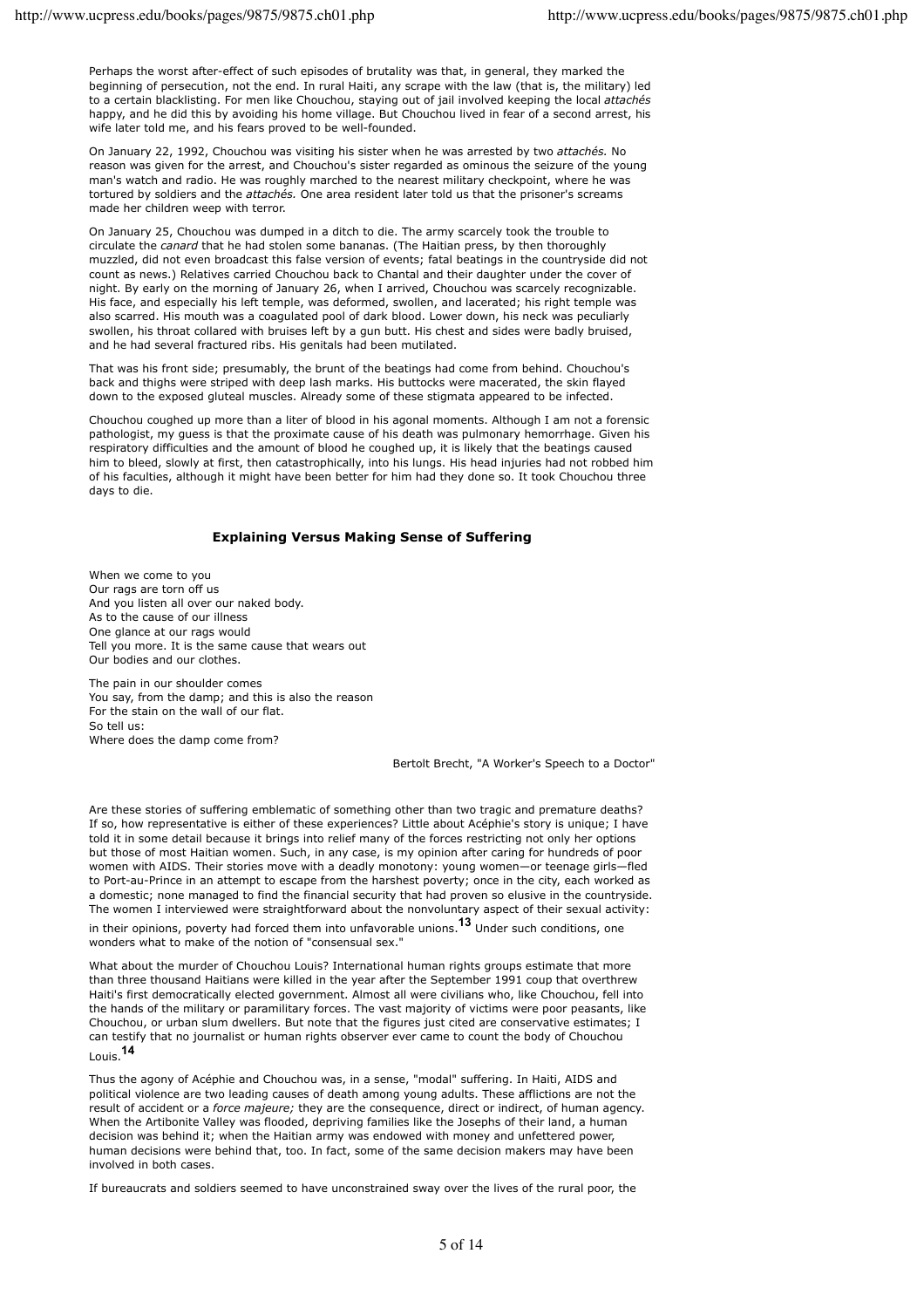Perhaps the worst after-effect of such episodes of brutality was that, in general, they marked the beginning of persecution, not the end. In rural Haiti, any scrape with the law (that is, the military) led to a certain blacklisting. For men like Chouchou, staying out of jail involved keeping the local *attachés* happy, and he did this by avoiding his home village. But Chouchou lived in fear of a second arrest, his wife later told me, and his fears proved to be well-founded.

On January 22, 1992, Chouchou was visiting his sister when he was arrested by two *attachés.* No reason was given for the arrest, and Chouchou's sister regarded as ominous the seizure of the young man's watch and radio. He was roughly marched to the nearest military checkpoint, where he was tortured by soldiers and the *attachés.* One area resident later told us that the prisoner's screams made her children weep with terror.

On January 25, Chouchou was dumped in a ditch to die. The army scarcely took the trouble to circulate the *canard* that he had stolen some bananas. (The Haitian press, by then thoroughly muzzled, did not even broadcast this false version of events; fatal beatings in the countryside did not count as news.) Relatives carried Chouchou back to Chantal and their daughter under the cover of night. By early on the morning of January 26, when I arrived, Chouchou was scarcely recognizable. His face, and especially his left temple, was deformed, swollen, and lacerated; his right temple was also scarred. His mouth was a coagulated pool of dark blood. Lower down, his neck was peculiarly swollen, his throat collared with bruises left by a gun butt. His chest and sides were badly bruised, and he had several fractured ribs. His genitals had been mutilated.

That was his front side; presumably, the brunt of the beatings had come from behind. Chouchou's back and thighs were striped with deep lash marks. His buttocks were macerated, the skin flayed down to the exposed gluteal muscles. Already some of these stigmata appeared to be infected.

Chouchou coughed up more than a liter of blood in his agonal moments. Although I am not a forensic pathologist, my guess is that the proximate cause of his death was pulmonary hemorrhage. Given his respiratory difficulties and the amount of blood he coughed up, it is likely that the beatings caused him to bleed, slowly at first, then catastrophically, into his lungs. His head injuries had not robbed him of his faculties, although it might have been better for him had they done so. It took Chouchou three days to die.

## Explaining Versus Making Sense of Suffering

When we come to you  
Our rags are torn off us  
And you listen all over our naked body.  
As to the cause of our illness  
One glance at our rags would  
Tell you more. It is the same cause that wears out  
Our bodies and our clothes.

The pain in our shoulder comes  
You say, from the damp; and this is also the reason  
For the stain on the wall of our flat.  
So tell us:  
Where does the damp come from?

Bertolt Brecht, "A Worker's Speech to a Doctor"

Are these stories of suffering emblematic of something other than two tragic and premature deaths? If so, how representative is either of these experiences? Little about Acéphie's story is unique; I have told it in some detail because it brings into relief many of the forces restricting not only her options but those of most Haitian women. Such, in any case, is my opinion after caring for hundreds of poor women with AIDS. Their stories move with a deadly monotony: young women—or teenage girls—fled to Port-au-Prince in an attempt to escape from the harshest poverty; once in the city, each worked as a domestic; none managed to find the financial security that had proven so elusive in the countryside. The women I interviewed were straightforward about the nonvoluntary aspect of their sexual activity: in their opinions, poverty had forced them into unfavorable unions.[13] Under such conditions, one wonders what to make of the notion of "consensual sex."

What about the murder of Chouchou Louis? International human rights groups estimate that more than three thousand Haitians were killed in the year after the September 1991 coup that overthrew Haiti's first democratically elected government. Almost all were civilians who, like Chouchou, fell into the hands of the military or paramilitary forces. The vast majority of victims were poor peasants, like Chouchou, or urban slum dwellers. But note that the figures just cited are conservative estimates; I can testify that no journalist or human rights observer ever came to count the body of Chouchou Louis.[14]

Thus the agony of Acéphie and Chouchou was, in a sense, "modal" suffering. In Haiti, AIDS and political violence are two leading causes of death among young adults. These afflictions are not the result of accident or a *force majeure;* they are the consequence, direct or indirect, of human agency. When the Artibonite Valley was flooded, depriving families like the Josephs of their land, a human decision was behind it; when the Haitian army was endowed with money and unfettered power, human decisions were behind that, too. In fact, some of the same decision makers may have been involved in both cases.

If bureaucrats and soldiers seemed to have unconstrained sway over the lives of the rural poor, the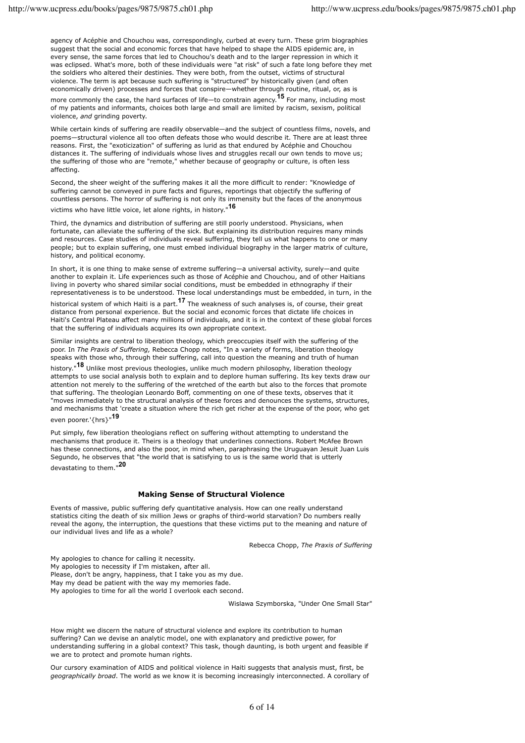agency of Acéphie and Chouchou was, correspondingly, curbed at every turn. These grim biographies suggest that the social and economic forces that have helped to shape the AIDS epidemic are, in every sense, the same forces that led to Chouchou's death and to the larger repression in which it was eclipsed. What's more, both of these individuals were "at risk" of such a fate long before they met the soldiers who altered their destinies. They were both, from the outset, victims of structural violence. The term is apt because such suffering is "structured" by historically given (and often economically driven) processes and forces that conspire—whether through routine, ritual, or, as is more commonly the case, the hard surfaces of life—to constrain agency.[15] For many, including most of my patients and informants, choices both large and small are limited by racism, sexism, political violence, *and* grinding poverty.

While certain kinds of suffering are readily observable—and the subject of countless films, novels, and poems—structural violence all too often defeats those who would describe it. There are at least three reasons. First, the "exoticization" of suffering as lurid as that endured by Acéphie and Chouchou distances it. The suffering of individuals whose lives and struggles recall our own tends to move us; the suffering of those who are "remote," whether because of geography or culture, is often less affecting.

Second, the sheer weight of the suffering makes it all the more difficult to render: "Knowledge of suffering cannot be conveyed in pure facts and figures, reportings that objectify the suffering of countless persons. The horror of suffering is not only its immensity but the faces of the anonymous victims who have little voice, let alone rights, in history."[16]

Third, the dynamics and distribution of suffering are still poorly understood. Physicians, when fortunate, can alleviate the suffering of the sick. But explaining its distribution requires many minds and resources. Case studies of individuals reveal suffering, they tell us what happens to one or many people; but to explain suffering, one must embed individual biography in the larger matrix of culture, history, and political economy.

In short, it is one thing to make sense of extreme suffering—a universal activity, surely—and quite another to explain it. Life experiences such as those of Acéphie and Chouchou, and of other Haitians living in poverty who shared similar social conditions, must be embedded in ethnography if their representativeness is to be understood. These local understandings must be embedded, in turn, in the historical system of which Haiti is a part.[17] The weakness of such analyses is, of course, their great distance from personal experience. But the social and economic forces that dictate life choices in Haiti's Central Plateau affect many millions of individuals, and it is in the context of these global forces that the suffering of individuals acquires its own appropriate context.

Similar insights are central to liberation theology, which preoccupies itself with the suffering of the poor. In *The Praxis of Suffering,* Rebecca Chopp notes, "In a variety of forms, liberation theology speaks with those who, through their suffering, call into question the meaning and truth of human history."[18] Unlike most previous theologies, unlike much modern philosophy, liberation theology attempts to use social analysis both to explain and to deplore human suffering. Its key texts draw our attention not merely to the suffering of the wretched of the earth but also to the forces that promote that suffering. The theologian Leonardo Boff, commenting on one of these texts, observes that it "moves immediately to the structural analysis of these forces and denounces the systems, structures, and mechanisms that 'create a situation where the rich get richer at the expense of the poor, who get even poorer.'{hrs}"[19]

Put simply, few liberation theologians reflect on suffering without attempting to understand the mechanisms that produce it. Theirs is a theology that underlines connections. Robert McAfee Brown has these connections, and also the poor, in mind when, paraphrasing the Uruguayan Jesuit Juan Luis Segundo, he observes that "the world that is satisfying to us is the same world that is utterly devastating to them."[20]

### Making Sense of Structural Violence

Events of massive, public suffering defy quantitative analysis. How can one really understand statistics citing the death of six million Jews or graphs of third-world starvation? Do numbers really reveal the agony, the interruption, the questions that these victims put to the meaning and nature of our individual lives and life as a whole?

Rebecca Chopp, *The Praxis of Suffering*

My apologies to chance for calling it necessity.
My apologies to necessity if I'm mistaken, after all.
Please, don't be angry, happiness, that I take you as my due.
May my dead be patient with the way my memories fade.
My apologies to time for all the world I overlook each second.

Wislawa Szymborska, "Under One Small Star"

How might we discern the nature of structural violence and explore its contribution to human suffering? Can we devise an analytic model, one with explanatory and predictive power, for understanding suffering in a global context? This task, though daunting, is both urgent and feasible if we are to protect and promote human rights.

Our cursory examination of AIDS and political violence in Haiti suggests that analysis must, first, be *geographically broad*. The world as we know it is becoming increasingly interconnected. A corollary of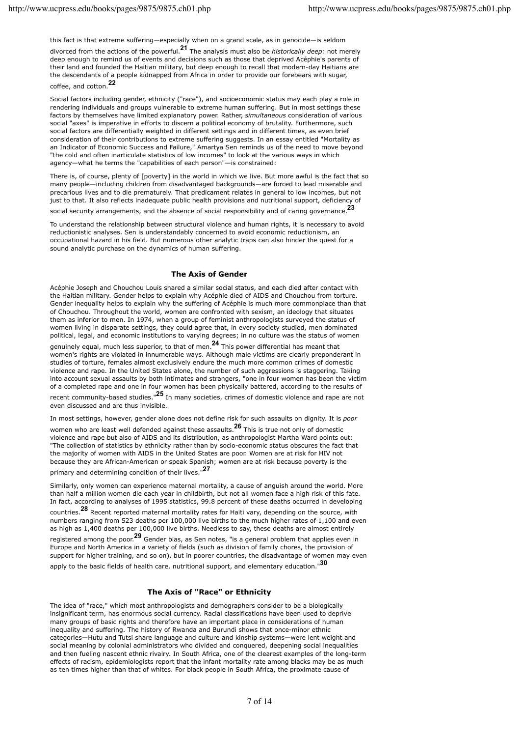this fact is that extreme suffering—especially when on a grand scale, as in genocide—is seldom divorced from the actions of the powerful.[21] The analysis must also be *historically deep:* not merely deep enough to remind us of events and decisions such as those that deprived Acéphie's parents of their land and founded the Haitian military, but deep enough to recall that modern-day Haitians are the descendants of a people kidnapped from Africa in order to provide our forebears with sugar, coffee, and cotton.[22]

Social factors including gender, ethnicity ("race"), and socioeconomic status may each play a role in rendering individuals and groups vulnerable to extreme human suffering. But in most settings these factors by themselves have limited explanatory power. Rather, *simultaneous* consideration of various social "axes" is imperative in efforts to discern a political economy of brutality. Furthermore, such social factors are differentially weighted in different settings and in different times, as even brief consideration of their contributions to extreme suffering suggests. In an essay entitled "Mortality as an Indicator of Economic Success and Failure," Amartya Sen reminds us of the need to move beyond "the cold and often inarticulate statistics of low incomes" to look at the various ways in which agency—what he terms the "capabilities of each person"—is constrained:

There is, of course, plenty of [poverty] in the world in which we live. But more awful is the fact that so many people—including children from disadvantaged backgrounds—are forced to lead miserable and precarious lives and to die prematurely. That predicament relates in general to low incomes, but not just to that. It also reflects inadequate public health provisions and nutritional support, deficiency of social security arrangements, and the absence of social responsibility and of caring governance.[23]

To understand the relationship between structural violence and human rights, it is necessary to avoid reductionistic analyses. Sen is understandably concerned to avoid economic reductionism, an occupational hazard in his field. But numerous other analytic traps can also hinder the quest for a sound analytic purchase on the dynamics of human suffering.

### The Axis of Gender

Acéphie Joseph and Chouchou Louis shared a similar social status, and each died after contact with the Haitian military. Gender helps to explain why Acéphie died of AIDS and Chouchou from torture. Gender inequality helps to explain why the suffering of Acéphie is much more commonplace than that of Chouchou. Throughout the world, women are confronted with sexism, an ideology that situates them as inferior to men. In 1974, when a group of feminist anthropologists surveyed the status of women living in disparate settings, they could agree that, in every society studied, men dominated political, legal, and economic institutions to varying degrees; in no culture was the status of women genuinely equal, much less superior, to that of men.[24] This power differential has meant that women's rights are violated in innumerable ways. Although male victims are clearly preponderant in studies of torture, females almost exclusively endure the much more common crimes of domestic violence and rape. In the United States alone, the number of such aggressions is staggering. Taking into account sexual assaults by both intimates and strangers, "one in four women has been the victim of a completed rape and one in four women has been physically battered, according to the results of recent community-based studies."[25] In many societies, crimes of domestic violence and rape are not even discussed and are thus invisible.

In most settings, however, gender alone does not define risk for such assaults on dignity. It is *poor* women who are least well defended against these assaults.[26] This is true not only of domestic violence and rape but also of AIDS and its distribution, as anthropologist Martha Ward points out: "The collection of statistics by ethnicity rather than by socio-economic status obscures the fact that the majority of women with AIDS in the United States are poor. Women are at risk for HIV not because they are African-American or speak Spanish; women are at risk because poverty is the primary and determining condition of their lives."[27]

Similarly, only women can experience maternal mortality, a cause of anguish around the world. More than half a million women die each year in childbirth, but not all women face a high risk of this fate. In fact, according to analyses of 1995 statistics, 99.8 percent of these deaths occurred in developing countries.[28] Recent reported maternal mortality rates for Haiti vary, depending on the source, with numbers ranging from 523 deaths per 100,000 live births to the much higher rates of 1,100 and even as high as 1,400 deaths per 100,000 live births. Needless to say, these deaths are almost entirely registered among the poor.[29] Gender bias, as Sen notes, "is a general problem that applies even in Europe and North America in a variety of fields (such as division of family chores, the provision of support for higher training, and so on), but in poorer countries, the disadvantage of women may even apply to the basic fields of health care, nutritional support, and elementary education."[30]

### The Axis of "Race" or Ethnicity

The idea of "race," which most anthropologists and demographers consider to be a biologically insignificant term, has enormous social currency. Racial classifications have been used to deprive many groups of basic rights and therefore have an important place in considerations of human inequality and suffering. The history of Rwanda and Burundi shows that once-minor ethnic categories—Hutu and Tutsi share language and culture and kinship systems—were lent weight and social meaning by colonial administrators who divided and conquered, deepening social inequalities and then fueling nascent ethnic rivalry. In South Africa, one of the clearest examples of the long-term effects of racism, epidemiologists report that the infant mortality rate among blacks may be as much as ten times higher than that of whites. For black people in South Africa, the proximate cause of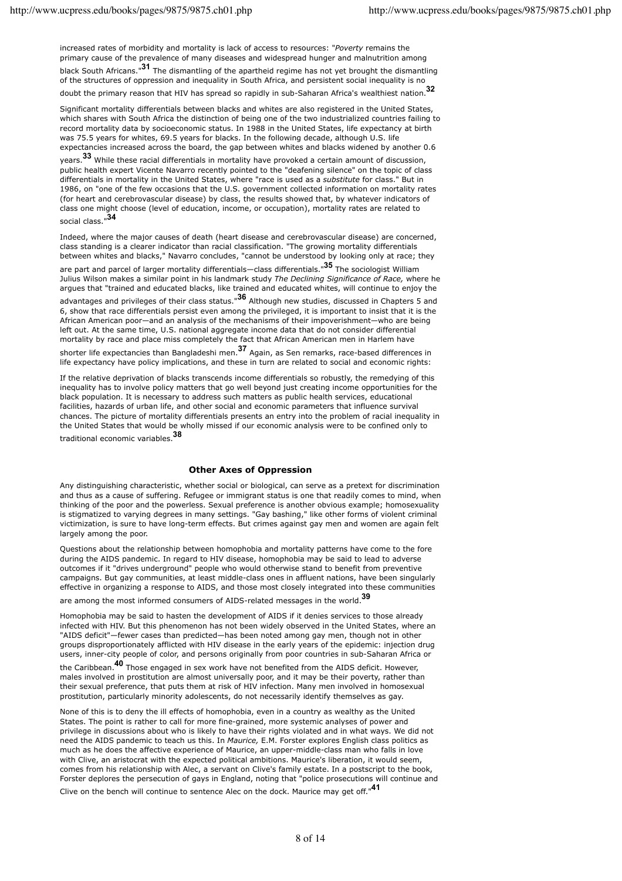increased rates of morbidity and mortality is lack of access to resources: "*Poverty* remains the primary cause of the prevalence of many diseases and widespread hunger and malnutrition among black South Africans."[31] The dismantling of the apartheid regime has not yet brought the dismantling of the structures of oppression and inequality in South Africa, and persistent social inequality is no doubt the primary reason that HIV has spread so rapidly in sub-Saharan Africa's wealthiest nation.[32]

Significant mortality differentials between blacks and whites are also registered in the United States, which shares with South Africa the distinction of being one of the two industrialized countries failing to record mortality data by socioeconomic status. In 1988 in the United States, life expectancy at birth was 75.5 years for whites, 69.5 years for blacks. In the following decade, although U.S. life expectancies increased across the board, the gap between whites and blacks widened by another 0.6 years.[33] While these racial differentials in mortality have provoked a certain amount of discussion, public health expert Vicente Navarro recently pointed to the "deafening silence" on the topic of class differentials in mortality in the United States, where "race is used as a *substitute* for class." But in 1986, on "one of the few occasions that the U.S. government collected information on mortality rates (for heart and cerebrovascular disease) by class, the results showed that, by whatever indicators of class one might choose (level of education, income, or occupation), mortality rates are related to social class."[34]

Indeed, where the major causes of death (heart disease and cerebrovascular disease) are concerned, class standing is a clearer indicator than racial classification. "The growing mortality differentials between whites and blacks," Navarro concludes, "cannot be understood by looking only at race; they are part and parcel of larger mortality differentials—class differentials."[35] The sociologist William Julius Wilson makes a similar point in his landmark study *The Declining Significance of Race,* where he argues that "trained and educated blacks, like trained and educated whites, will continue to enjoy the advantages and privileges of their class status."[36] Although new studies, discussed in Chapters 5 and 6, show that race differentials persist even among the privileged, it is important to insist that it is the African American poor—and an analysis of the mechanisms of their impoverishment—who are being left out. At the same time, U.S. national aggregate income data that do not consider differential mortality by race and place miss completely the fact that African American men in Harlem have shorter life expectancies than Bangladeshi men.[37] Again, as Sen remarks, race-based differences in life expectancy have policy implications, and these in turn are related to social and economic rights:

If the relative deprivation of blacks transcends income differentials so robustly, the remedying of this inequality has to involve policy matters that go well beyond just creating income opportunities for the black population. It is necessary to address such matters as public health services, educational facilities, hazards of urban life, and other social and economic parameters that influence survival chances. The picture of mortality differentials presents an entry into the problem of racial inequality in the United States that would be wholly missed if our economic analysis were to be confined only to traditional economic variables.[38]

## Other Axes of Oppression

Any distinguishing characteristic, whether social or biological, can serve as a pretext for discrimination and thus as a cause of suffering. Refugee or immigrant status is one that readily comes to mind, when thinking of the poor and the powerless. Sexual preference is another obvious example; homosexuality is stigmatized to varying degrees in many settings. "Gay bashing," like other forms of violent criminal victimization, is sure to have long-term effects. But crimes against gay men and women are again felt largely among the poor.

Questions about the relationship between homophobia and mortality patterns have come to the fore during the AIDS pandemic. In regard to HIV disease, homophobia may be said to lead to adverse outcomes if it "drives underground" people who would otherwise stand to benefit from preventive campaigns. But gay communities, at least middle-class ones in affluent nations, have been singularly effective in organizing a response to AIDS, and those most closely integrated into these communities are among the most informed consumers of AIDS-related messages in the world.[39]

Homophobia may be said to hasten the development of AIDS if it denies services to those already infected with HIV. But this phenomenon has not been widely observed in the United States, where an "AIDS deficit"—fewer cases than predicted—has been noted among gay men, though not in other groups disproportionately afflicted with HIV disease in the early years of the epidemic: injection drug users, inner-city people of color, and persons originally from poor countries in sub-Saharan Africa or the Caribbean.[40] Those engaged in sex work have not benefited from the AIDS deficit. However, males involved in prostitution are almost universally poor, and it may be their poverty, rather than their sexual preference, that puts them at risk of HIV infection. Many men involved in homosexual prostitution, particularly minority adolescents, do not necessarily identify themselves as gay.

None of this is to deny the ill effects of homophobia, even in a country as wealthy as the United States. The point is rather to call for more fine-grained, more systemic analyses of power and privilege in discussions about who is likely to have their rights violated and in what ways. We did not need the AIDS pandemic to teach us this. In *Maurice,* E.M. Forster explores English class politics as much as he does the affective experience of Maurice, an upper-middle-class man who falls in love with Clive, an aristocrat with the expected political ambitions. Maurice's liberation, it would seem, comes from his relationship with Alec, a servant on Clive's family estate. In a postscript to the book, Forster deplores the persecution of gays in England, noting that "police prosecutions will continue and Clive on the bench will continue to sentence Alec on the dock. Maurice may get off."[41]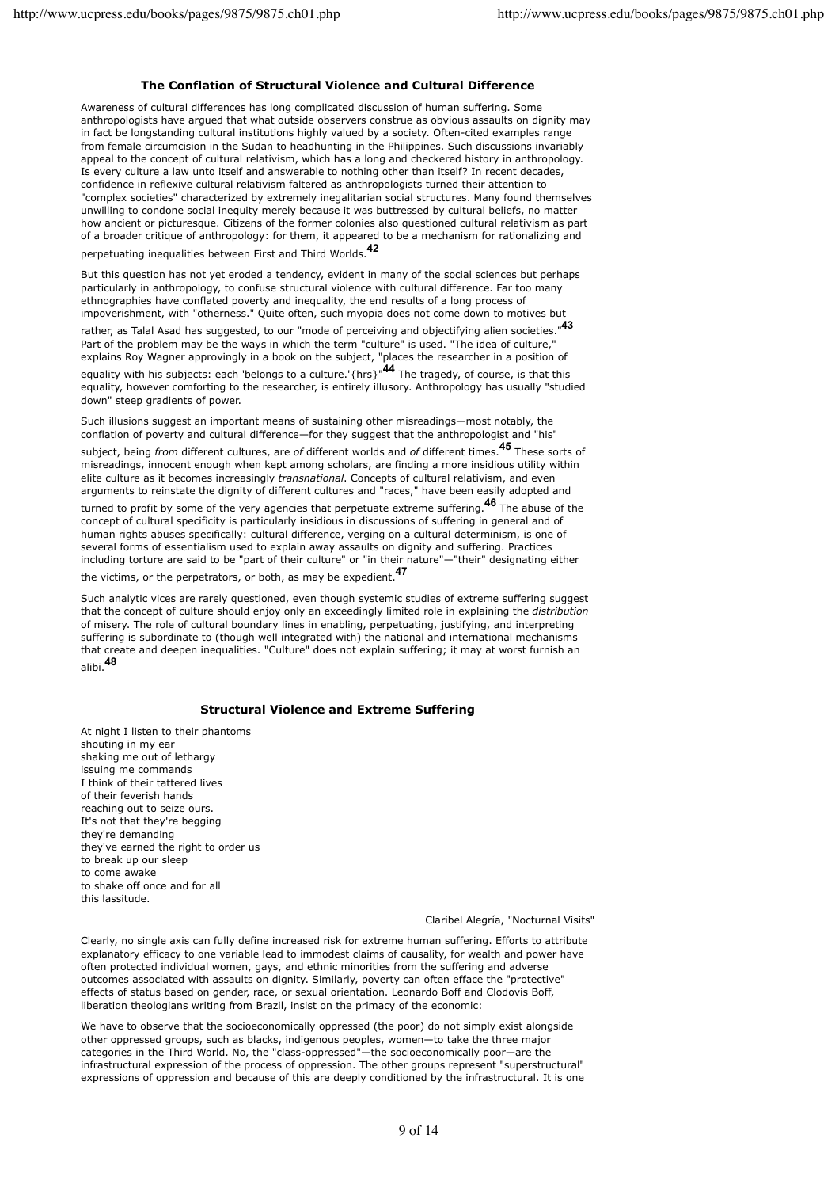### The Conflation of Structural Violence and Cultural Difference

Awareness of cultural differences has long complicated discussion of human suffering. Some anthropologists have argued that what outside observers construe as obvious assaults on dignity may in fact be longstanding cultural institutions highly valued by a society. Often-cited examples range from female circumcision in the Sudan to headhunting in the Philippines. Such discussions invariably appeal to the concept of cultural relativism, which has a long and checkered history in anthropology. Is every culture a law unto itself and answerable to nothing other than itself? In recent decades, confidence in reflexive cultural relativism faltered as anthropologists turned their attention to "complex societies" characterized by extremely inegalitarian social structures. Many found themselves unwilling to condone social inequity merely because it was buttressed by cultural beliefs, no matter how ancient or picturesque. Citizens of the former colonies also questioned cultural relativism as part of a broader critique of anthropology: for them, it appeared to be a mechanism for rationalizing and perpetuating inequalities between First and Third Worlds.[42]

But this question has not yet eroded a tendency, evident in many of the social sciences but perhaps particularly in anthropology, to confuse structural violence with cultural difference. Far too many ethnographies have conflated poverty and inequality, the end results of a long process of impoverishment, with "otherness." Quite often, such myopia does not come down to motives but rather, as Talal Asad has suggested, to our "mode of perceiving and objectifying alien societies."[43] Part of the problem may be the ways in which the term "culture" is used. "The idea of culture," explains Roy Wagner approvingly in a book on the subject, "places the researcher in a position of equality with his subjects: each 'belongs to a culture.'{hrs}"[44] The tragedy, of course, is that this equality, however comforting to the researcher, is entirely illusory. Anthropology has usually "studied down" steep gradients of power.

Such illusions suggest an important means of sustaining other misreadings—most notably, the conflation of poverty and cultural difference—for they suggest that the anthropologist and "his" subject, being *from* different cultures, are *of* different worlds and *of* different times.[45] These sorts of misreadings, innocent enough when kept among scholars, are finding a more insidious utility within elite culture as it becomes increasingly *transnational*. Concepts of cultural relativism, and even arguments to reinstate the dignity of different cultures and "races," have been easily adopted and turned to profit by some of the very agencies that perpetuate extreme suffering.[46] The abuse of the concept of cultural specificity is particularly insidious in discussions of suffering in general and of human rights abuses specifically: cultural difference, verging on a cultural determinism, is one of several forms of essentialism used to explain away assaults on dignity and suffering. Practices including torture are said to be "part of their culture" or "in their nature"—"their" designating either the victims, or the perpetrators, or both, as may be expedient.[47]

Such analytic vices are rarely questioned, even though systemic studies of extreme suffering suggest that the concept of culture should enjoy only an exceedingly limited role in explaining the *distribution* of misery. The role of cultural boundary lines in enabling, perpetuating, justifying, and interpreting suffering is subordinate to (though well integrated with) the national and international mechanisms that create and deepen inequalities. "Culture" does not explain suffering; it may at worst furnish an alibi.[48]

### Structural Violence and Extreme Suffering

At night I listen to their phantoms  
shouting in my ear  
shaking me out of lethargy  
issuing me commands  
I think of their tattered lives  
of their feverish hands  
reaching out to seize ours.  
It's not that they're begging  
they're demanding  
they've earned the right to order us  
to break up our sleep  
to come awake  
to shake off once and for all  
this lassitude.

Claribel Alegría, "Nocturnal Visits"

Clearly, no single axis can fully define increased risk for extreme human suffering. Efforts to attribute explanatory efficacy to one variable lead to immodest claims of causality, for wealth and power have often protected individual women, gays, and ethnic minorities from the suffering and adverse outcomes associated with assaults on dignity. Similarly, poverty can often efface the "protective" effects of status based on gender, race, or sexual orientation. Leonardo Boff and Clodovis Boff, liberation theologians writing from Brazil, insist on the primacy of the economic:

We have to observe that the socioeconomically oppressed (the poor) do not simply exist alongside other oppressed groups, such as blacks, indigenous peoples, women—to take the three major categories in the Third World. No, the "class-oppressed"—the socioeconomically poor—are the infrastructural expression of the process of oppression. The other groups represent "superstructural" expressions of oppression and because of this are deeply conditioned by the infrastructural. It is one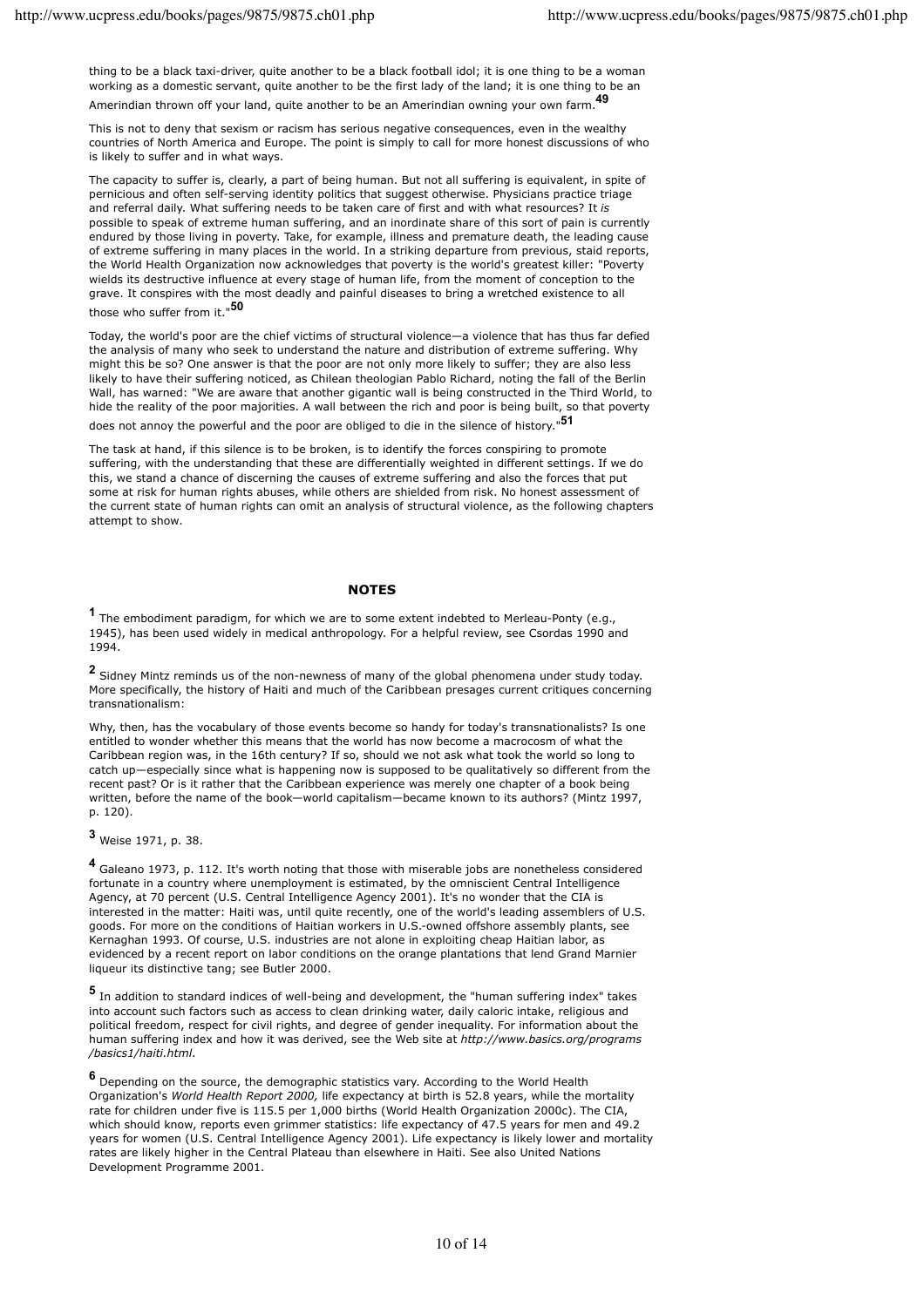thing to be a black taxi-driver, quite another to be a black football idol; it is one thing to be a woman working as a domestic servant, quite another to be the first lady of the land; it is one thing to be an Amerindian thrown off your land, quite another to be an Amerindian owning your own farm.[49]

This is not to deny that sexism or racism has serious negative consequences, even in the wealthy countries of North America and Europe. The point is simply to call for more honest discussions of who is likely to suffer and in what ways.

The capacity to suffer is, clearly, a part of being human. But not all suffering is equivalent, in spite of pernicious and often self-serving identity politics that suggest otherwise. Physicians practice triage and referral daily. What suffering needs to be taken care of first and with what resources? It *is* possible to speak of extreme human suffering, and an inordinate share of this sort of pain is currently endured by those living in poverty. Take, for example, illness and premature death, the leading cause of extreme suffering in many places in the world. In a striking departure from previous, staid reports, the World Health Organization now acknowledges that poverty is the world's greatest killer: "Poverty wields its destructive influence at every stage of human life, from the moment of conception to the grave. It conspires with the most deadly and painful diseases to bring a wretched existence to all those who suffer from it."[50]

Today, the world's poor are the chief victims of structural violence—a violence that has thus far defied the analysis of many who seek to understand the nature and distribution of extreme suffering. Why might this be so? One answer is that the poor are not only more likely to suffer; they are also less likely to have their suffering noticed, as Chilean theologian Pablo Richard, noting the fall of the Berlin Wall, has warned: "We are aware that another gigantic wall is being constructed in the Third World, to hide the reality of the poor majorities. A wall between the rich and poor is being built, so that poverty does not annoy the powerful and the poor are obliged to die in the silence of history."[51]

The task at hand, if this silence is to be broken, is to identify the forces conspiring to promote suffering, with the understanding that these are differentially weighted in different settings. If we do this, we stand a chance of discerning the causes of extreme suffering and also the forces that put some at risk for human rights abuses, while others are shielded from risk. No honest assessment of the current state of human rights can omit an analysis of structural violence, as the following chapters attempt to show.

## NOTES

**1** The embodiment paradigm, for which we are to some extent indebted to Merleau-Ponty (e.g., 1945), has been used widely in medical anthropology. For a helpful review, see Csordas 1990 and 1994.

**2** Sidney Mintz reminds us of the non-newness of many of the global phenomena under study today. More specifically, the history of Haiti and much of the Caribbean presages current critiques concerning transnationalism:

Why, then, has the vocabulary of those events become so handy for today's transnationalists? Is one entitled to wonder whether this means that the world has now become a macrocosm of what the Caribbean region was, in the 16th century? If so, should we not ask what took the world so long to catch up—especially since what is happening now is supposed to be qualitatively so different from the recent past? Or is it rather that the Caribbean experience was merely one chapter of a book being written, before the name of the book—world capitalism—became known to its authors? (Mintz 1997, p. 120).

**3** Weise 1971, p. 38.

**4** Galeano 1973, p. 112. It's worth noting that those with miserable jobs are nonetheless considered fortunate in a country where unemployment is estimated, by the omniscient Central Intelligence Agency, at 70 percent (U.S. Central Intelligence Agency 2001). It's no wonder that the CIA is interested in the matter: Haiti was, until quite recently, one of the world's leading assemblers of U.S. goods. For more on the conditions of Haitian workers in U.S.-owned offshore assembly plants, see Kernaghan 1993. Of course, U.S. industries are not alone in exploiting cheap Haitian labor, as evidenced by a recent report on labor conditions on the orange plantations that lend Grand Marnier liqueur its distinctive tang; see Butler 2000.

**5** In addition to standard indices of well-being and development, the "human suffering index" takes into account such factors such as access to clean drinking water, daily caloric intake, religious and political freedom, respect for civil rights, and degree of gender inequality. For information about the human suffering index and how it was derived, see the Web site at *http://www.basics.org/programs/basics1/haiti.html*.

**6** Depending on the source, the demographic statistics vary. According to the World Health Organization's *World Health Report 2000,* life expectancy at birth is 52.8 years, while the mortality rate for children under five is 115.5 per 1,000 births (World Health Organization 2000c). The CIA, which should know, reports even grimmer statistics: life expectancy of 47.5 years for men and 49.2 years for women (U.S. Central Intelligence Agency 2001). Life expectancy is likely lower and mortality rates are likely higher in the Central Plateau than elsewhere in Haiti. See also United Nations Development Programme 2001.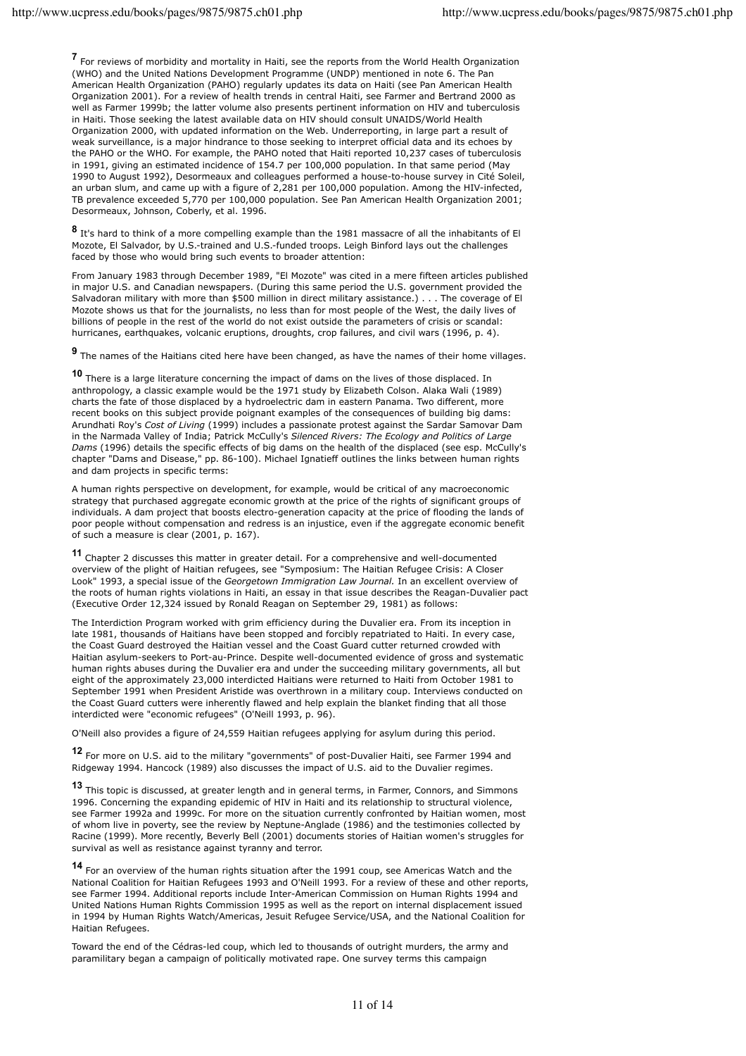**7** For reviews of morbidity and mortality in Haiti, see the reports from the World Health Organization (WHO) and the United Nations Development Programme (UNDP) mentioned in note 6. The Pan American Health Organization (PAHO) regularly updates its data on Haiti (see Pan American Health Organization 2001). For a review of health trends in central Haiti, see Farmer and Bertrand 2000 as well as Farmer 1999b; the latter volume also presents pertinent information on HIV and tuberculosis in Haiti. Those seeking the latest available data on HIV should consult UNAIDS/World Health Organization 2000, with updated information on the Web. Underreporting, in large part a result of weak surveillance, is a major hindrance to those seeking to interpret official data and its echoes by the PAHO or the WHO. For example, the PAHO noted that Haiti reported 10,237 cases of tuberculosis in 1991, giving an estimated incidence of 154.7 per 100,000 population. In that same period (May 1990 to August 1992), Desormeaux and colleagues performed a house-to-house survey in Cité Soleil, an urban slum, and came up with a figure of 2,281 per 100,000 population. Among the HIV-infected, TB prevalence exceeded 5,770 per 100,000 population. See Pan American Health Organization 2001; Desormeaux, Johnson, Coberly, et al. 1996.

**8** It's hard to think of a more compelling example than the 1981 massacre of all the inhabitants of El Mozote, El Salvador, by U.S.-trained and U.S.-funded troops. Leigh Binford lays out the challenges faced by those who would bring such events to broader attention:

From January 1983 through December 1989, "El Mozote" was cited in a mere fifteen articles published in major U.S. and Canadian newspapers. (During this same period the U.S. government provided the Salvadoran military with more than $500 million in direct military assistance.) . . . The coverage of El Mozote shows us that for the journalists, no less than for most people of the West, the daily lives of billions of people in the rest of the world do not exist outside the parameters of crisis or scandal: hurricanes, earthquakes, volcanic eruptions, droughts, crop failures, and civil wars (1996, p. 4).

**9** The names of the Haitians cited here have been changed, as have the names of their home villages.

**10** There is a large literature concerning the impact of dams on the lives of those displaced. In anthropology, a classic example would be the 1971 study by Elizabeth Colson. Alaka Wali (1989) charts the fate of those displaced by a hydroelectric dam in eastern Panama. Two different, more recent books on this subject provide poignant examples of the consequences of building big dams: Arundhati Roy's *Cost of Living* (1999) includes a passionate protest against the Sardar Samovar Dam in the Narmada Valley of India; Patrick McCully's *Silenced Rivers: The Ecology and Politics of Large Dams* (1996) details the specific effects of big dams on the health of the displaced (see esp. McCully's chapter "Dams and Disease," pp. 86-100). Michael Ignatieff outlines the links between human rights and dam projects in specific terms:

A human rights perspective on development, for example, would be critical of any macroeconomic strategy that purchased aggregate economic growth at the price of the rights of significant groups of individuals. A dam project that boosts electro-generation capacity at the price of flooding the lands of poor people without compensation and redress is an injustice, even if the aggregate economic benefit of such a measure is clear (2001, p. 167).

**11** Chapter 2 discusses this matter in greater detail. For a comprehensive and well-documented overview of the plight of Haitian refugees, see "Symposium: The Haitian Refugee Crisis: A Closer Look" 1993, a special issue of the *Georgetown Immigration Law Journal.* In an excellent overview of the roots of human rights violations in Haiti, an essay in that issue describes the Reagan-Duvalier pact (Executive Order 12,324 issued by Ronald Reagan on September 29, 1981) as follows:

The Interdiction Program worked with grim efficiency during the Duvalier era. From its inception in late 1981, thousands of Haitians have been stopped and forcibly repatriated to Haiti. In every case, the Coast Guard destroyed the Haitian vessel and the Coast Guard cutter returned crowded with Haitian asylum-seekers to Port-au-Prince. Despite well-documented evidence of gross and systematic human rights abuses during the Duvalier era and under the succeeding military governments, all but eight of the approximately 23,000 interdicted Haitians were returned to Haiti from October 1981 to September 1991 when President Aristide was overthrown in a military coup. Interviews conducted on the Coast Guard cutters were inherently flawed and help explain the blanket finding that all those interdicted were "economic refugees" (O'Neill 1993, p. 96).

O'Neill also provides a figure of 24,559 Haitian refugees applying for asylum during this period.

**12** For more on U.S. aid to the military "governments" of post-Duvalier Haiti, see Farmer 1994 and Ridgeway 1994. Hancock (1989) also discusses the impact of U.S. aid to the Duvalier regimes.

**13** This topic is discussed, at greater length and in general terms, in Farmer, Connors, and Simmons 1996. Concerning the expanding epidemic of HIV in Haiti and its relationship to structural violence, see Farmer 1992a and 1999c. For more on the situation currently confronted by Haitian women, most of whom live in poverty, see the review by Neptune-Anglade (1986) and the testimonies collected by Racine (1999). More recently, Beverly Bell (2001) documents stories of Haitian women's struggles for survival as well as resistance against tyranny and terror.

**14** For an overview of the human rights situation after the 1991 coup, see Americas Watch and the National Coalition for Haitian Refugees 1993 and O'Neill 1993. For a review of these and other reports, see Farmer 1994. Additional reports include Inter-American Commission on Human Rights 1994 and United Nations Human Rights Commission 1995 as well as the report on internal displacement issued in 1994 by Human Rights Watch/Americas, Jesuit Refugee Service/USA, and the National Coalition for Haitian Refugees.

Toward the end of the Cédras-led coup, which led to thousands of outright murders, the army and paramilitary began a campaign of politically motivated rape. One survey terms this campaign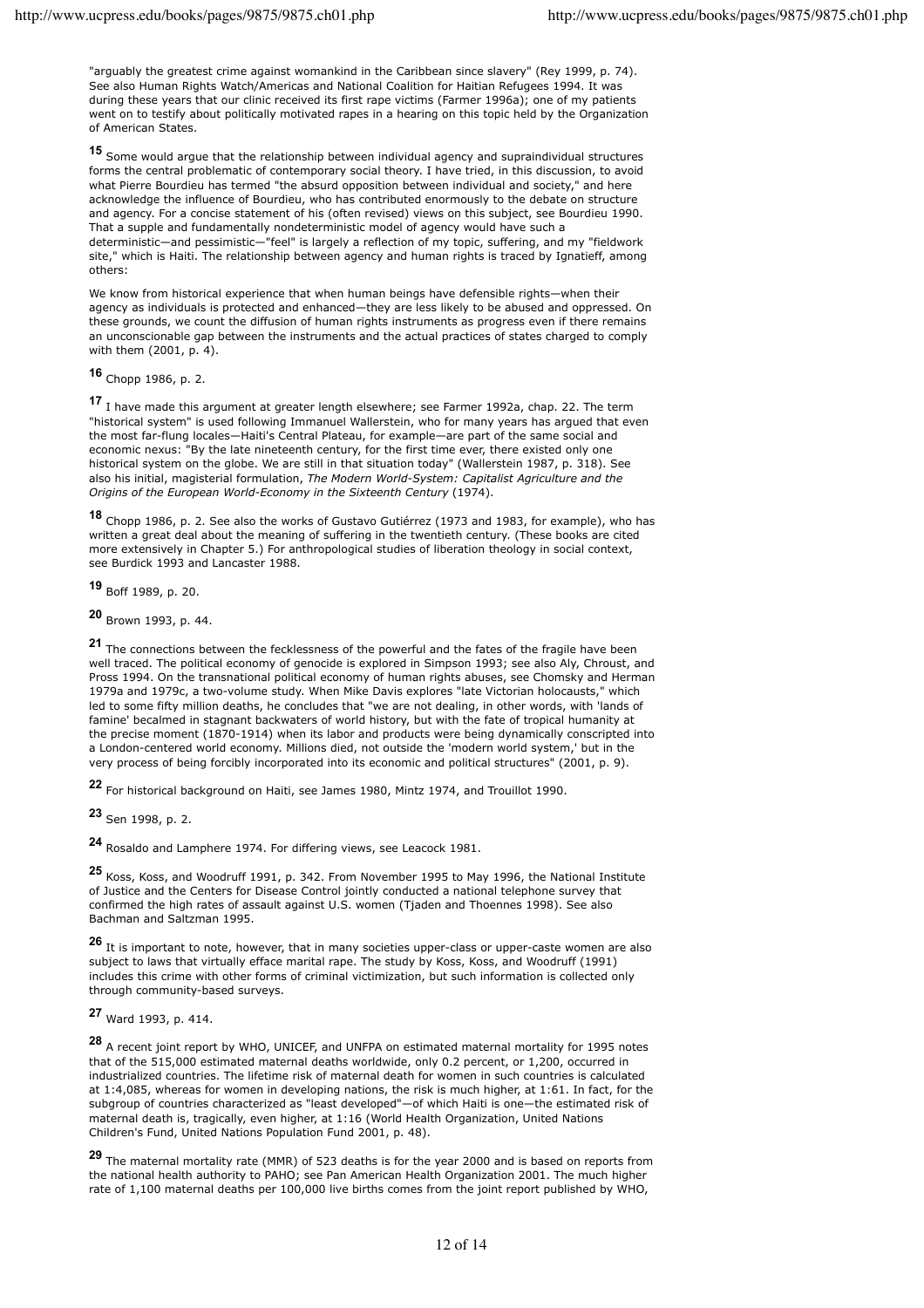"arguably the greatest crime against womankind in the Caribbean since slavery" (Rey 1999, p. 74). See also Human Rights Watch/Americas and National Coalition for Haitian Refugees 1994. It was during these years that our clinic received its first rape victims (Farmer 1996a); one of my patients went on to testify about politically motivated rapes in a hearing on this topic held by the Organization of American States.

**15** Some would argue that the relationship between individual agency and supraindividual structures forms the central problematic of contemporary social theory. I have tried, in this discussion, to avoid what Pierre Bourdieu has termed "the absurd opposition between individual and society," and here acknowledge the influence of Bourdieu, who has contributed enormously to the debate on structure and agency. For a concise statement of his (often revised) views on this subject, see Bourdieu 1990. That a supple and fundamentally nondeterministic model of agency would have such a deterministic—and pessimistic—"feel" is largely a reflection of my topic, suffering, and my "fieldwork site," which is Haiti. The relationship between agency and human rights is traced by Ignatieff, among others:

We know from historical experience that when human beings have defensible rights—when their agency as individuals is protected and enhanced—they are less likely to be abused and oppressed. On these grounds, we count the diffusion of human rights instruments as progress even if there remains an unconscionable gap between the instruments and the actual practices of states charged to comply with them (2001, p. 4).

**16** Chopp 1986, p. 2.

**17** I have made this argument at greater length elsewhere; see Farmer 1992a, chap. 22. The term "historical system" is used following Immanuel Wallerstein, who for many years has argued that even the most far-flung locales—Haiti's Central Plateau, for example—are part of the same social and economic nexus: "By the late nineteenth century, for the first time ever, there existed only one historical system on the globe. We are still in that situation today" (Wallerstein 1987, p. 318). See also his initial, magisterial formulation, *The Modern World-System: Capitalist Agriculture and the Origins of the European World-Economy in the Sixteenth Century* (1974).

**18** Chopp 1986, p. 2. See also the works of Gustavo Gutiérrez (1973 and 1983, for example), who has written a great deal about the meaning of suffering in the twentieth century. (These books are cited more extensively in Chapter 5.) For anthropological studies of liberation theology in social context, see Burdick 1993 and Lancaster 1988.

**19** Boff 1989, p. 20.

**20** Brown 1993, p. 44.

**21** The connections between the fecklessness of the powerful and the fates of the fragile have been well traced. The political economy of genocide is explored in Simpson 1993; see also Aly, Chroust, and Pross 1994. On the transnational political economy of human rights abuses, see Chomsky and Herman 1979a and 1979c, a two-volume study. When Mike Davis explores "late Victorian holocausts," which led to some fifty million deaths, he concludes that "we are not dealing, in other words, with 'lands of famine' becalmed in stagnant backwaters of world history, but with the fate of tropical humanity at the precise moment (1870-1914) when its labor and products were being dynamically conscripted into a London-centered world economy. Millions died, not outside the 'modern world system,' but in the very process of being forcibly incorporated into its economic and political structures" (2001, p. 9).

**22** For historical background on Haiti, see James 1980, Mintz 1974, and Trouillot 1990.

**23** Sen 1998, p. 2.

**24** Rosaldo and Lamphere 1974. For differing views, see Leacock 1981.

**25** Koss, Koss, and Woodruff 1991, p. 342. From November 1995 to May 1996, the National Institute of Justice and the Centers for Disease Control jointly conducted a national telephone survey that confirmed the high rates of assault against U.S. women (Tjaden and Thoennes 1998). See also Bachman and Saltzman 1995.

**26** It is important to note, however, that in many societies upper-class or upper-caste women are also subject to laws that virtually efface marital rape. The study by Koss, Koss, and Woodruff (1991) includes this crime with other forms of criminal victimization, but such information is collected only through community-based surveys.

**27** Ward 1993, p. 414.

**28** A recent joint report by WHO, UNICEF, and UNFPA on estimated maternal mortality for 1995 notes that of the 515,000 estimated maternal deaths worldwide, only 0.2 percent, or 1,200, occurred in industrialized countries. The lifetime risk of maternal death for women in such countries is calculated at 1:4,085, whereas for women in developing nations, the risk is much higher, at 1:61. In fact, for the subgroup of countries characterized as "least developed"—of which Haiti is one—the estimated risk of maternal death is, tragically, even higher, at 1:16 (World Health Organization, United Nations Children's Fund, United Nations Population Fund 2001, p. 48).

**29** The maternal mortality rate (MMR) of 523 deaths is for the year 2000 and is based on reports from the national health authority to PAHO; see Pan American Health Organization 2001. The much higher rate of 1,100 maternal deaths per 100,000 live births comes from the joint report published by WHO,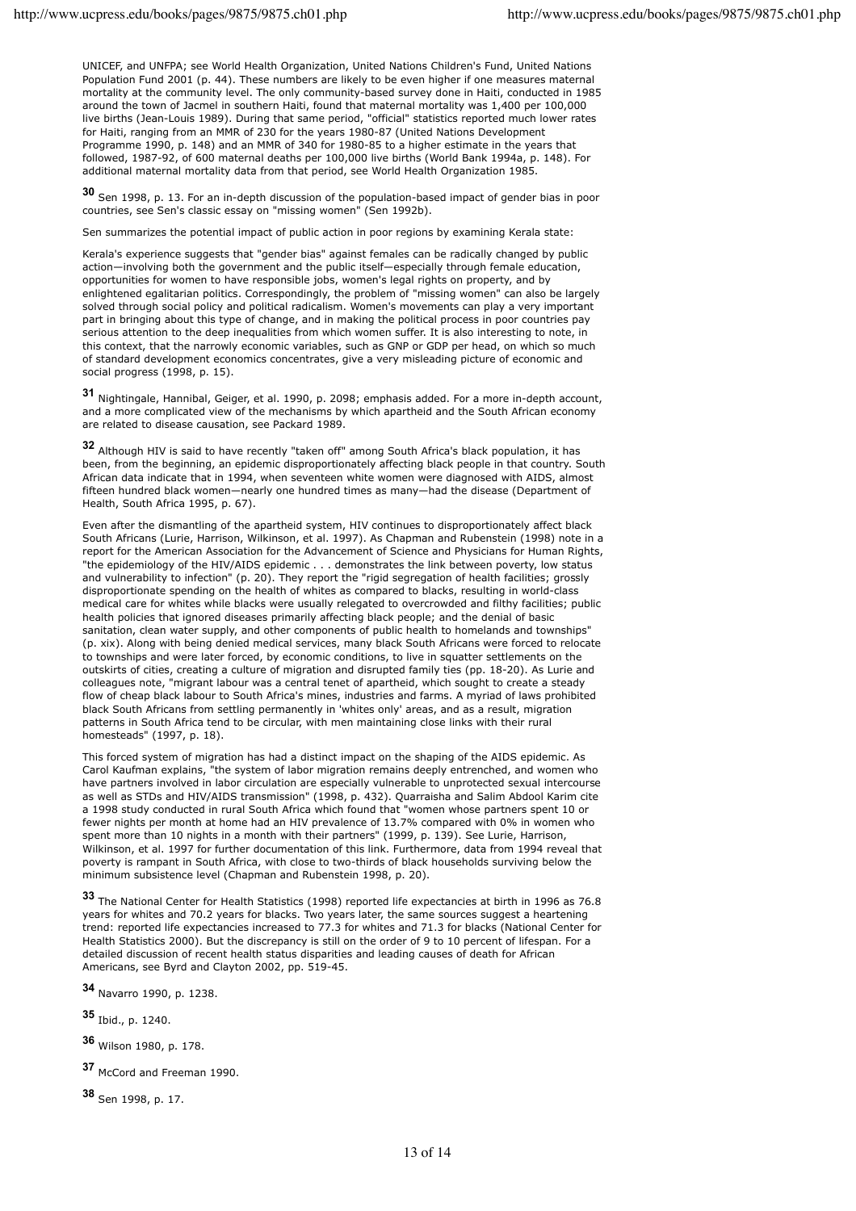UNICEF, and UNFPA; see World Health Organization, United Nations Children's Fund, United Nations Population Fund 2001 (p. 44). These numbers are likely to be even higher if one measures maternal mortality at the community level. The only community-based survey done in Haiti, conducted in 1985 around the town of Jacmel in southern Haiti, found that maternal mortality was 1,400 per 100,000 live births (Jean-Louis 1989). During that same period, "official" statistics reported much lower rates for Haiti, ranging from an MMR of 230 for the years 1980-87 (United Nations Development Programme 1990, p. 148) and an MMR of 340 for 1980-85 to a higher estimate in the years that followed, 1987-92, of 600 maternal deaths per 100,000 live births (World Bank 1994a, p. 148). For additional maternal mortality data from that period, see World Health Organization 1985.

**30** Sen 1998, p. 13. For an in-depth discussion of the population-based impact of gender bias in poor countries, see Sen's classic essay on "missing women" (Sen 1992b).

Sen summarizes the potential impact of public action in poor regions by examining Kerala state:

Kerala's experience suggests that "gender bias" against females can be radically changed by public action—involving both the government and the public itself—especially through female education, opportunities for women to have responsible jobs, women's legal rights on property, and by enlightened egalitarian politics. Correspondingly, the problem of "missing women" can also be largely solved through social policy and political radicalism. Women's movements can play a very important part in bringing about this type of change, and in making the political process in poor countries pay serious attention to the deep inequalities from which women suffer. It is also interesting to note, in this context, that the narrowly economic variables, such as GNP or GDP per head, on which so much of standard development economics concentrates, give a very misleading picture of economic and social progress (1998, p. 15).

**31** Nightingale, Hannibal, Geiger, et al. 1990, p. 2098; emphasis added. For a more in-depth account, and a more complicated view of the mechanisms by which apartheid and the South African economy are related to disease causation, see Packard 1989.

**32** Although HIV is said to have recently "taken off" among South Africa's black population, it has been, from the beginning, an epidemic disproportionately affecting black people in that country. South African data indicate that in 1994, when seventeen white women were diagnosed with AIDS, almost fifteen hundred black women—nearly one hundred times as many—had the disease (Department of Health, South Africa 1995, p. 67).

Even after the dismantling of the apartheid system, HIV continues to disproportionately affect black South Africans (Lurie, Harrison, Wilkinson, et al. 1997). As Chapman and Rubenstein (1998) note in a report for the American Association for the Advancement of Science and Physicians for Human Rights, "the epidemiology of the HIV/AIDS epidemic . . . demonstrates the link between poverty, low status and vulnerability to infection" (p. 20). They report the "rigid segregation of health facilities; grossly disproportionate spending on the health of whites as compared to blacks, resulting in world-class medical care for whites while blacks were usually relegated to overcrowded and filthy facilities; public health policies that ignored diseases primarily affecting black people; and the denial of basic sanitation, clean water supply, and other components of public health to homelands and townships" (p. xix). Along with being denied medical services, many black South Africans were forced to relocate to townships and were later forced, by economic conditions, to live in squatter settlements on the outskirts of cities, creating a culture of migration and disrupted family ties (pp. 18-20). As Lurie and colleagues note, "migrant labour was a central tenet of apartheid, which sought to create a steady flow of cheap black labour to South Africa's mines, industries and farms. A myriad of laws prohibited black South Africans from settling permanently in 'whites only' areas, and as a result, migration patterns in South Africa tend to be circular, with men maintaining close links with their rural homesteads" (1997, p. 18).

This forced system of migration has had a distinct impact on the shaping of the AIDS epidemic. As Carol Kaufman explains, "the system of labor migration remains deeply entrenched, and women who have partners involved in labor circulation are especially vulnerable to unprotected sexual intercourse as well as STDs and HIV/AIDS transmission" (1998, p. 432). Quarraisha and Salim Abdool Karim cite a 1998 study conducted in rural South Africa which found that "women whose partners spent 10 or fewer nights per month at home had an HIV prevalence of 13.7% compared with 0% in women who spent more than 10 nights in a month with their partners" (1999, p. 139). See Lurie, Harrison, Wilkinson, et al. 1997 for further documentation of this link. Furthermore, data from 1994 reveal that poverty is rampant in South Africa, with close to two-thirds of black households surviving below the minimum subsistence level (Chapman and Rubenstein 1998, p. 20).

**33** The National Center for Health Statistics (1998) reported life expectancies at birth in 1996 as 76.8 years for whites and 70.2 years for blacks. Two years later, the same sources suggest a heartening trend: reported life expectancies increased to 77.3 for whites and 71.3 for blacks (National Center for Health Statistics 2000). But the discrepancy is still on the order of 9 to 10 percent of lifespan. For a detailed discussion of recent health status disparities and leading causes of death for African Americans, see Byrd and Clayton 2002, pp. 519-45.

**34** Navarro 1990, p. 1238.

**35** Ibid., p. 1240.

**36** Wilson 1980, p. 178.

**37** McCord and Freeman 1990.

**38** Sen 1998, p. 17.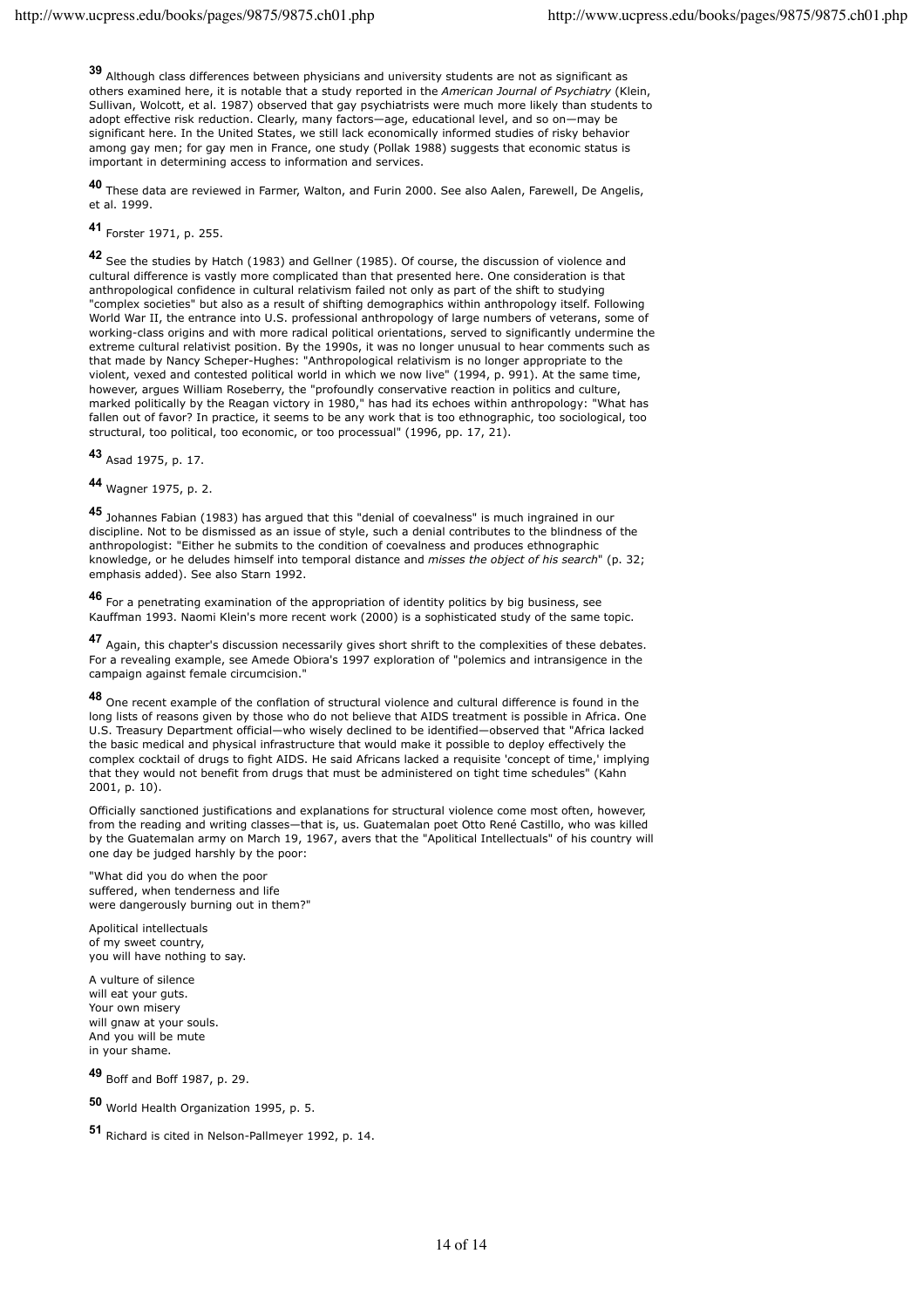**39** Although class differences between physicians and university students are not as significant as others examined here, it is notable that a study reported in the *American Journal of Psychiatry* (Klein, Sullivan, Wolcott, et al. 1987) observed that gay psychiatrists were much more likely than students to adopt effective risk reduction. Clearly, many factors—age, educational level, and so on—may be significant here. In the United States, we still lack economically informed studies of risky behavior among gay men; for gay men in France, one study (Pollak 1988) suggests that economic status is important in determining access to information and services.

**40** These data are reviewed in Farmer, Walton, and Furin 2000. See also Aalen, Farewell, De Angelis, et al. 1999.

**41** Forster 1971, p. 255.

**42** See the studies by Hatch (1983) and Gellner (1985). Of course, the discussion of violence and cultural difference is vastly more complicated than that presented here. One consideration is that anthropological confidence in cultural relativism failed not only as part of the shift to studying "complex societies" but also as a result of shifting demographics within anthropology itself. Following World War II, the entrance into U.S. professional anthropology of large numbers of veterans, some of working-class origins and with more radical political orientations, served to significantly undermine the extreme cultural relativist position. By the 1990s, it was no longer unusual to hear comments such as that made by Nancy Scheper-Hughes: "Anthropological relativism is no longer appropriate to the violent, vexed and contested political world in which we now live" (1994, p. 991). At the same time, however, argues William Roseberry, the "profoundly conservative reaction in politics and culture, marked politically by the Reagan victory in 1980," has had its echoes within anthropology: "What has fallen out of favor? In practice, it seems to be any work that is too ethnographic, too sociological, too structural, too political, too economic, or too processual" (1996, pp. 17, 21).

**43** Asad 1975, p. 17.

**44** Wagner 1975, p. 2.

**45** Johannes Fabian (1983) has argued that this "denial of coevalness" is much ingrained in our discipline. Not to be dismissed as an issue of style, such a denial contributes to the blindness of the anthropologist: "Either he submits to the condition of coevalness and produces ethnographic knowledge, or he deludes himself into temporal distance and *misses the object of his search*" (p. 32; emphasis added). See also Starn 1992.

**46** For a penetrating examination of the appropriation of identity politics by big business, see Kauffman 1993. Naomi Klein's more recent work (2000) is a sophisticated study of the same topic.

**47** Again, this chapter's discussion necessarily gives short shrift to the complexities of these debates. For a revealing example, see Amede Obiora's 1997 exploration of "polemics and intransigence in the campaign against female circumcision."

**48** One recent example of the conflation of structural violence and cultural difference is found in the long lists of reasons given by those who do not believe that AIDS treatment is possible in Africa. One U.S. Treasury Department official—who wisely declined to be identified—observed that "Africa lacked the basic medical and physical infrastructure that would make it possible to deploy effectively the complex cocktail of drugs to fight AIDS. He said Africans lacked a requisite 'concept of time,' implying that they would not benefit from drugs that must be administered on tight time schedules" (Kahn 2001, p. 10).

Officially sanctioned justifications and explanations for structural violence come most often, however, from the reading and writing classes—that is, us. Guatemalan poet Otto René Castillo, who was killed by the Guatemalan army on March 19, 1967, avers that the "Apolitical Intellectuals" of his country will one day be judged harshly by the poor:

"What did you do when the poor  
suffered, when tenderness and life  
were dangerously burning out in them?"

Apolitical intellectuals  
of my sweet country,  
you will have nothing to say.

A vulture of silence  
will eat your guts.  
Your own misery  
will gnaw at your souls.  
And you will be mute  
in your shame.

**49** Boff and Boff 1987, p. 29.

**50** World Health Organization 1995, p. 5.

**51** Richard is cited in Nelson-Pallmeyer 1992, p. 14.